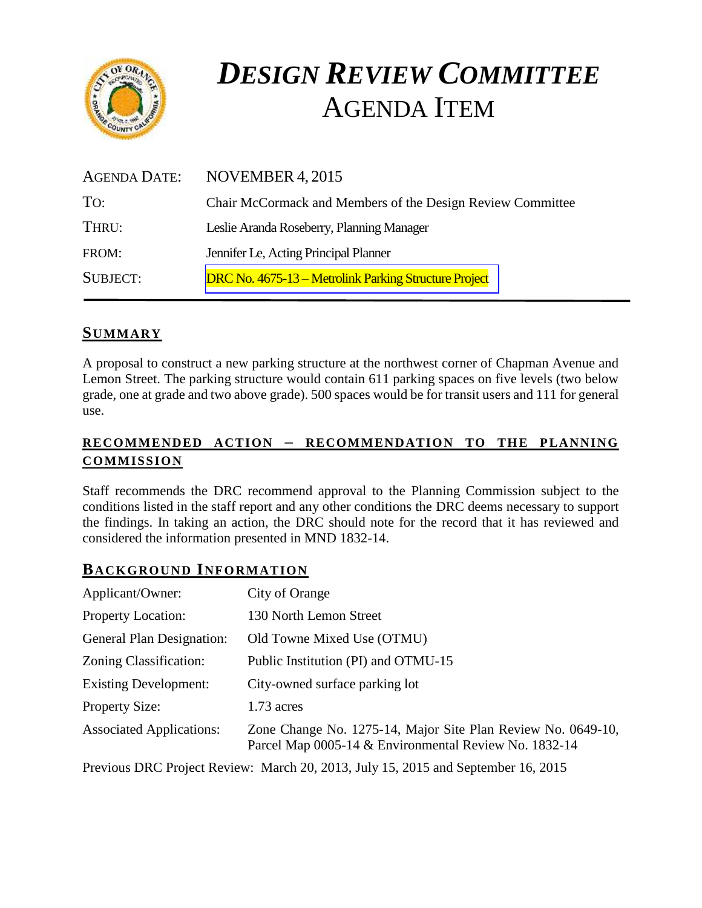# *DESIGN REVIEW COMMITTEE*
# AGENDA ITEM

| | |
|---|---|
| AGENDA DATE: | NOVEMBER 4, 2015 |
| TO: | Chair McCormack and Members of the Design Review Committee |
| THRU: | Leslie Aranda Roseberry, Planning Manager |
| FROM: | Jennifer Le, Acting Principal Planner |
| SUBJECT: | DRC No. 4675-13 – Metrolink Parking Structure Project |

## SUMMARY

A proposal to construct a new parking structure at the northwest corner of Chapman Avenue and Lemon Street. The parking structure would contain 611 parking spaces on five levels (two below grade, one at grade and two above grade). 500 spaces would be for transit users and 111 for general use.

## RECOMMENDED ACTION – RECOMMENDATION TO THE PLANNING COMMISSION

Staff recommends the DRC recommend approval to the Planning Commission subject to the conditions listed in the staff report and any other conditions the DRC deems necessary to support the findings. In taking an action, the DRC should note for the record that it has reviewed and considered the information presented in MND 1832-14.

## BACKGROUND INFORMATION

| | |
|---|---|
| Applicant/Owner: | City of Orange |
| Property Location: | 130 North Lemon Street |
| General Plan Designation: | Old Towne Mixed Use (OTMU) |
| Zoning Classification: | Public Institution (PI) and OTMU-15 |
| Existing Development: | City-owned surface parking lot |
| Property Size: | 1.73 acres |
| Associated Applications: | Zone Change No. 1275-14, Major Site Plan Review No. 0649-10, Parcel Map 0005-14 & Environmental Review No. 1832-14 |

Previous DRC Project Review: March 20, 2013, July 15, 2015 and September 16, 2015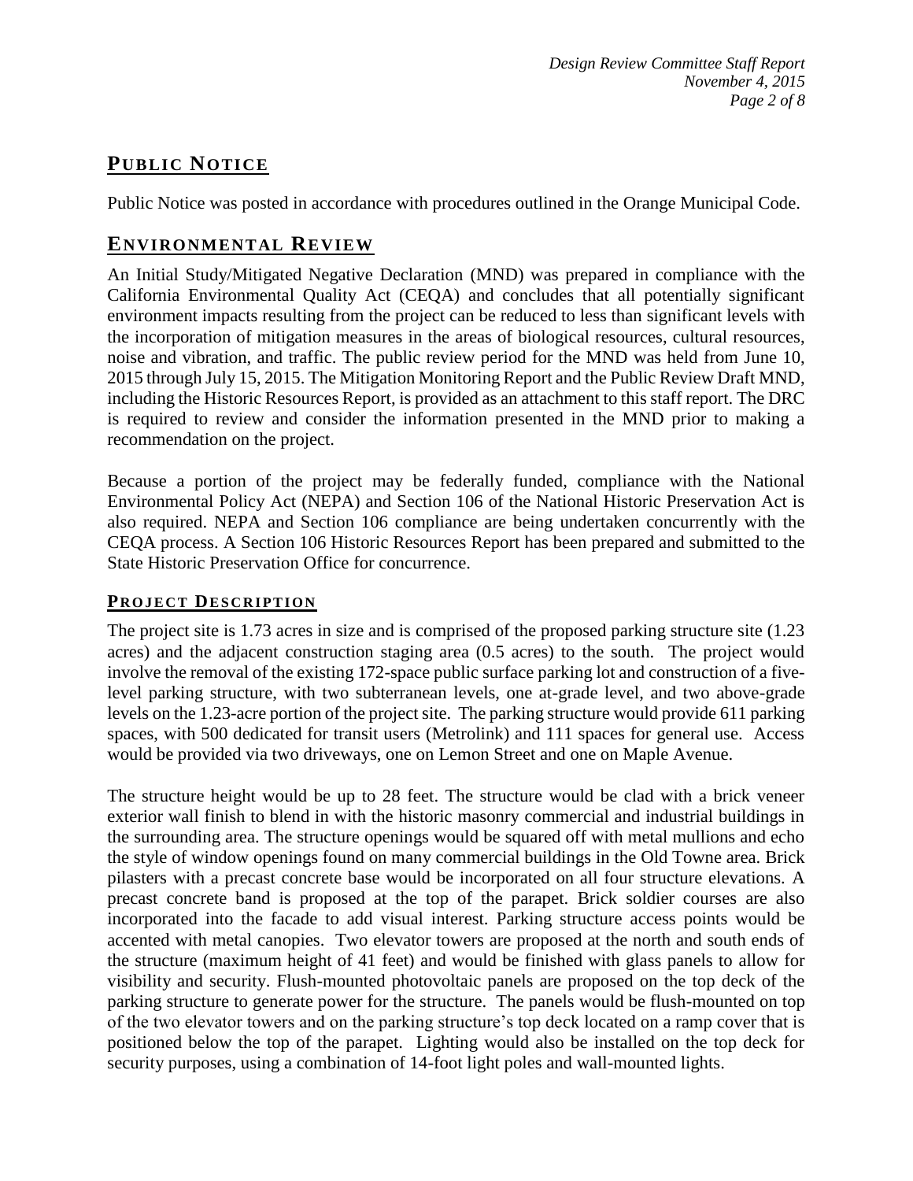## PUBLIC NOTICE

Public Notice was posted in accordance with procedures outlined in the Orange Municipal Code.

## ENVIRONMENTAL REVIEW

An Initial Study/Mitigated Negative Declaration (MND) was prepared in compliance with the California Environmental Quality Act (CEQA) and concludes that all potentially significant environment impacts resulting from the project can be reduced to less than significant levels with the incorporation of mitigation measures in the areas of biological resources, cultural resources, noise and vibration, and traffic. The public review period for the MND was held from June 10, 2015 through July 15, 2015. The Mitigation Monitoring Report and the Public Review Draft MND, including the Historic Resources Report, is provided as an attachment to this staff report. The DRC is required to review and consider the information presented in the MND prior to making a recommendation on the project.

Because a portion of the project may be federally funded, compliance with the National Environmental Policy Act (NEPA) and Section 106 of the National Historic Preservation Act is also required. NEPA and Section 106 compliance are being undertaken concurrently with the CEQA process. A Section 106 Historic Resources Report has been prepared and submitted to the State Historic Preservation Office for concurrence.

### PROJECT DESCRIPTION

The project site is 1.73 acres in size and is comprised of the proposed parking structure site (1.23 acres) and the adjacent construction staging area (0.5 acres) to the south. The project would involve the removal of the existing 172-space public surface parking lot and construction of a five-level parking structure, with two subterranean levels, one at-grade level, and two above-grade levels on the 1.23-acre portion of the project site. The parking structure would provide 611 parking spaces, with 500 dedicated for transit users (Metrolink) and 111 spaces for general use. Access would be provided via two driveways, one on Lemon Street and one on Maple Avenue.

The structure height would be up to 28 feet. The structure would be clad with a brick veneer exterior wall finish to blend in with the historic masonry commercial and industrial buildings in the surrounding area. The structure openings would be squared off with metal mullions and echo the style of window openings found on many commercial buildings in the Old Towne area. Brick pilasters with a precast concrete base would be incorporated on all four structure elevations. A precast concrete band is proposed at the top of the parapet. Brick soldier courses are also incorporated into the facade to add visual interest. Parking structure access points would be accented with metal canopies. Two elevator towers are proposed at the north and south ends of the structure (maximum height of 41 feet) and would be finished with glass panels to allow for visibility and security. Flush-mounted photovoltaic panels are proposed on the top deck of the parking structure to generate power for the structure. The panels would be flush-mounted on top of the two elevator towers and on the parking structure's top deck located on a ramp cover that is positioned below the top of the parapet. Lighting would also be installed on the top deck for security purposes, using a combination of 14-foot light poles and wall-mounted lights.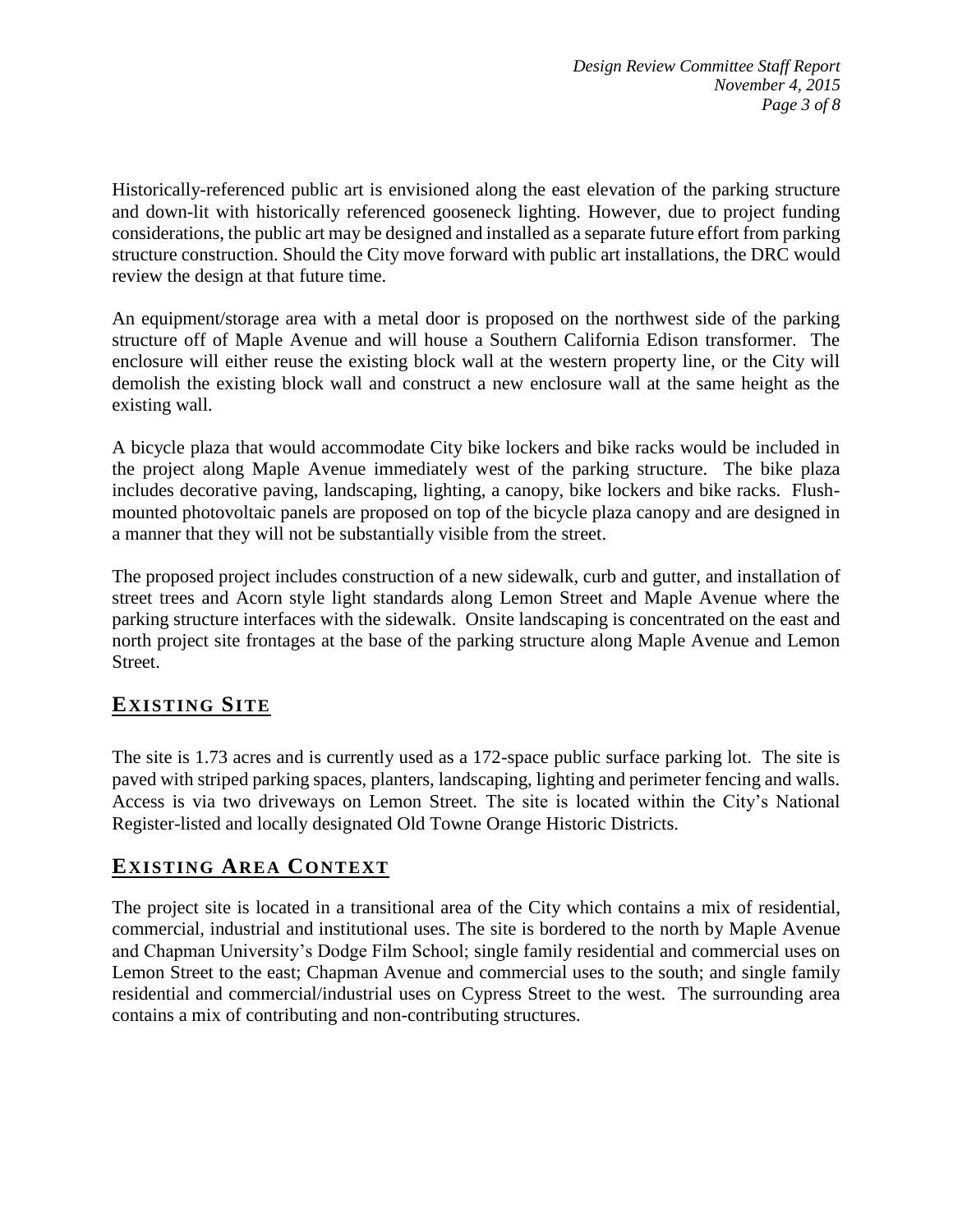Historically-referenced public art is envisioned along the east elevation of the parking structure and down-lit with historically referenced gooseneck lighting. However, due to project funding considerations, the public art may be designed and installed as a separate future effort from parking structure construction. Should the City move forward with public art installations, the DRC would review the design at that future time.

An equipment/storage area with a metal door is proposed on the northwest side of the parking structure off of Maple Avenue and will house a Southern California Edison transformer. The enclosure will either reuse the existing block wall at the western property line, or the City will demolish the existing block wall and construct a new enclosure wall at the same height as the existing wall.

A bicycle plaza that would accommodate City bike lockers and bike racks would be included in the project along Maple Avenue immediately west of the parking structure. The bike plaza includes decorative paving, landscaping, lighting, a canopy, bike lockers and bike racks. Flush-mounted photovoltaic panels are proposed on top of the bicycle plaza canopy and are designed in a manner that they will not be substantially visible from the street.

The proposed project includes construction of a new sidewalk, curb and gutter, and installation of street trees and Acorn style light standards along Lemon Street and Maple Avenue where the parking structure interfaces with the sidewalk. Onsite landscaping is concentrated on the east and north project site frontages at the base of the parking structure along Maple Avenue and Lemon Street.

## EXISTING SITE

The site is 1.73 acres and is currently used as a 172-space public surface parking lot. The site is paved with striped parking spaces, planters, landscaping, lighting and perimeter fencing and walls. Access is via two driveways on Lemon Street. The site is located within the City's National Register-listed and locally designated Old Towne Orange Historic Districts.

## EXISTING AREA CONTEXT

The project site is located in a transitional area of the City which contains a mix of residential, commercial, industrial and institutional uses. The site is bordered to the north by Maple Avenue and Chapman University's Dodge Film School; single family residential and commercial uses on Lemon Street to the east; Chapman Avenue and commercial uses to the south; and single family residential and commercial/industrial uses on Cypress Street to the west. The surrounding area contains a mix of contributing and non-contributing structures.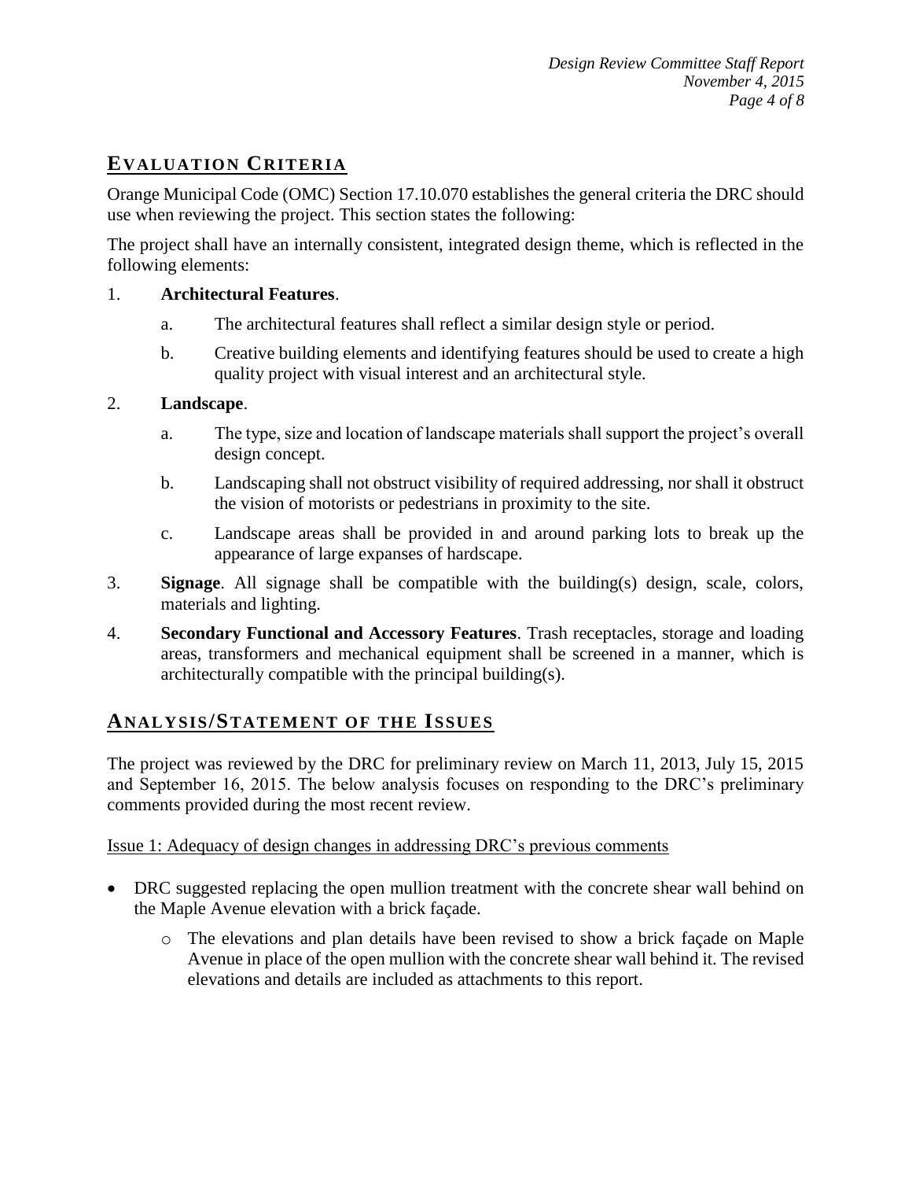## EVALUATION CRITERIA

Orange Municipal Code (OMC) Section 17.10.070 establishes the general criteria the DRC should use when reviewing the project. This section states the following:

The project shall have an internally consistent, integrated design theme, which is reflected in the following elements:

1. **Architectural Features**.
   a. The architectural features shall reflect a similar design style or period.
   b. Creative building elements and identifying features should be used to create a high quality project with visual interest and an architectural style.
2. **Landscape**.
   a. The type, size and location of landscape materials shall support the project's overall design concept.
   b. Landscaping shall not obstruct visibility of required addressing, nor shall it obstruct the vision of motorists or pedestrians in proximity to the site.
   c. Landscape areas shall be provided in and around parking lots to break up the appearance of large expanses of hardscape.
3. **Signage**. All signage shall be compatible with the building(s) design, scale, colors, materials and lighting.
4. **Secondary Functional and Accessory Features**. Trash receptacles, storage and loading areas, transformers and mechanical equipment shall be screened in a manner, which is architecturally compatible with the principal building(s).

## ANALYSIS/STATEMENT OF THE ISSUES

The project was reviewed by the DRC for preliminary review on March 11, 2013, July 15, 2015 and September 16, 2015. The below analysis focuses on responding to the DRC's preliminary comments provided during the most recent review.

Issue 1: Adequacy of design changes in addressing DRC's previous comments

- DRC suggested replacing the open mullion treatment with the concrete shear wall behind on the Maple Avenue elevation with a brick façade.
  - The elevations and plan details have been revised to show a brick façade on Maple Avenue in place of the open mullion with the concrete shear wall behind it. The revised elevations and details are included as attachments to this report.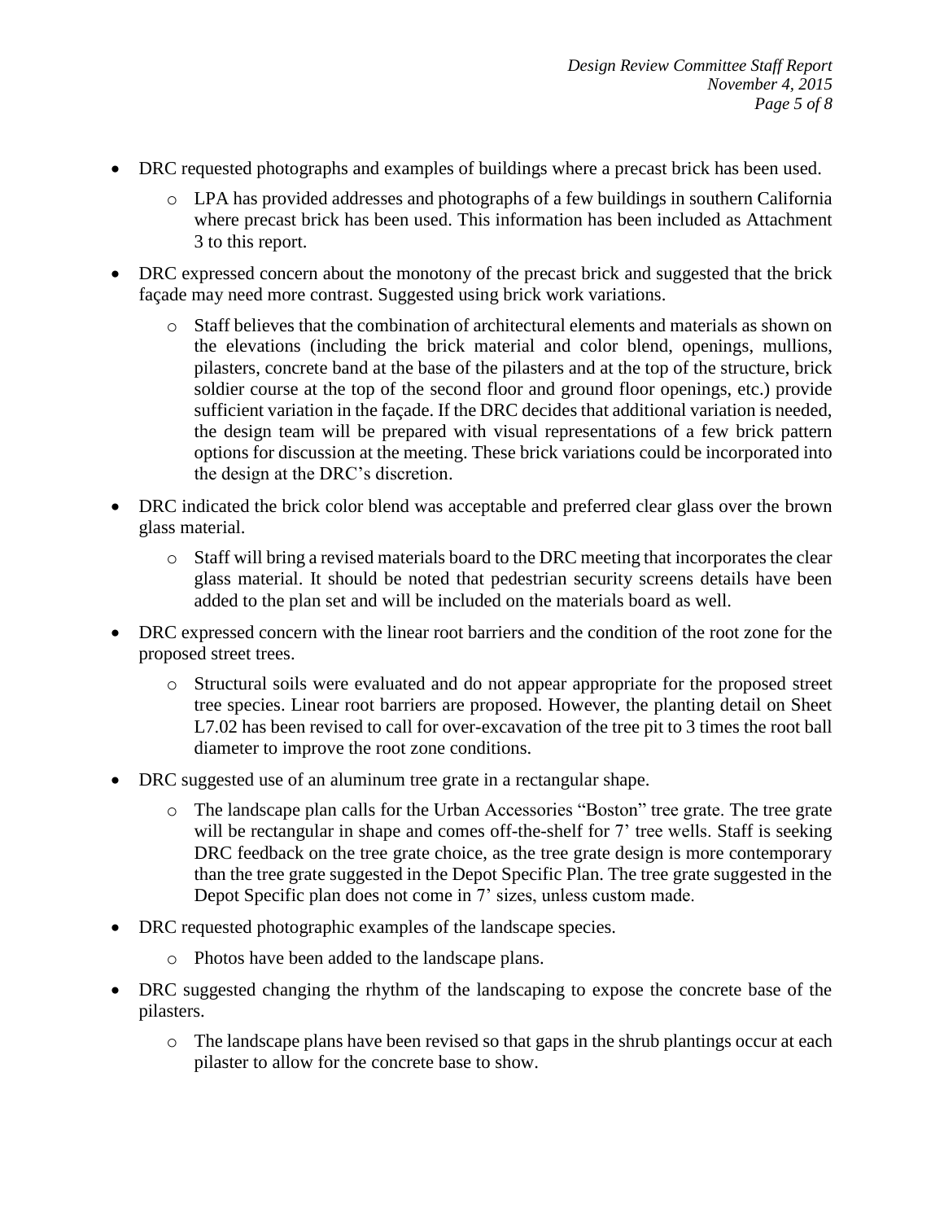- DRC requested photographs and examples of buildings where a precast brick has been used.
  - LPA has provided addresses and photographs of a few buildings in southern California where precast brick has been used. This information has been included as Attachment 3 to this report.
- DRC expressed concern about the monotony of the precast brick and suggested that the brick façade may need more contrast. Suggested using brick work variations.
  - Staff believes that the combination of architectural elements and materials as shown on the elevations (including the brick material and color blend, openings, mullions, pilasters, concrete band at the base of the pilasters and at the top of the structure, brick soldier course at the top of the second floor and ground floor openings, etc.) provide sufficient variation in the façade. If the DRC decides that additional variation is needed, the design team will be prepared with visual representations of a few brick pattern options for discussion at the meeting. These brick variations could be incorporated into the design at the DRC's discretion.
- DRC indicated the brick color blend was acceptable and preferred clear glass over the brown glass material.
  - Staff will bring a revised materials board to the DRC meeting that incorporates the clear glass material. It should be noted that pedestrian security screens details have been added to the plan set and will be included on the materials board as well.
- DRC expressed concern with the linear root barriers and the condition of the root zone for the proposed street trees.
  - Structural soils were evaluated and do not appear appropriate for the proposed street tree species. Linear root barriers are proposed. However, the planting detail on Sheet L7.02 has been revised to call for over-excavation of the tree pit to 3 times the root ball diameter to improve the root zone conditions.
- DRC suggested use of an aluminum tree grate in a rectangular shape.
  - The landscape plan calls for the Urban Accessories "Boston" tree grate. The tree grate will be rectangular in shape and comes off-the-shelf for 7' tree wells. Staff is seeking DRC feedback on the tree grate choice, as the tree grate design is more contemporary than the tree grate suggested in the Depot Specific Plan. The tree grate suggested in the Depot Specific plan does not come in 7' sizes, unless custom made.
- DRC requested photographic examples of the landscape species.
  - Photos have been added to the landscape plans.
- DRC suggested changing the rhythm of the landscaping to expose the concrete base of the pilasters.
  - The landscape plans have been revised so that gaps in the shrub plantings occur at each pilaster to allow for the concrete base to show.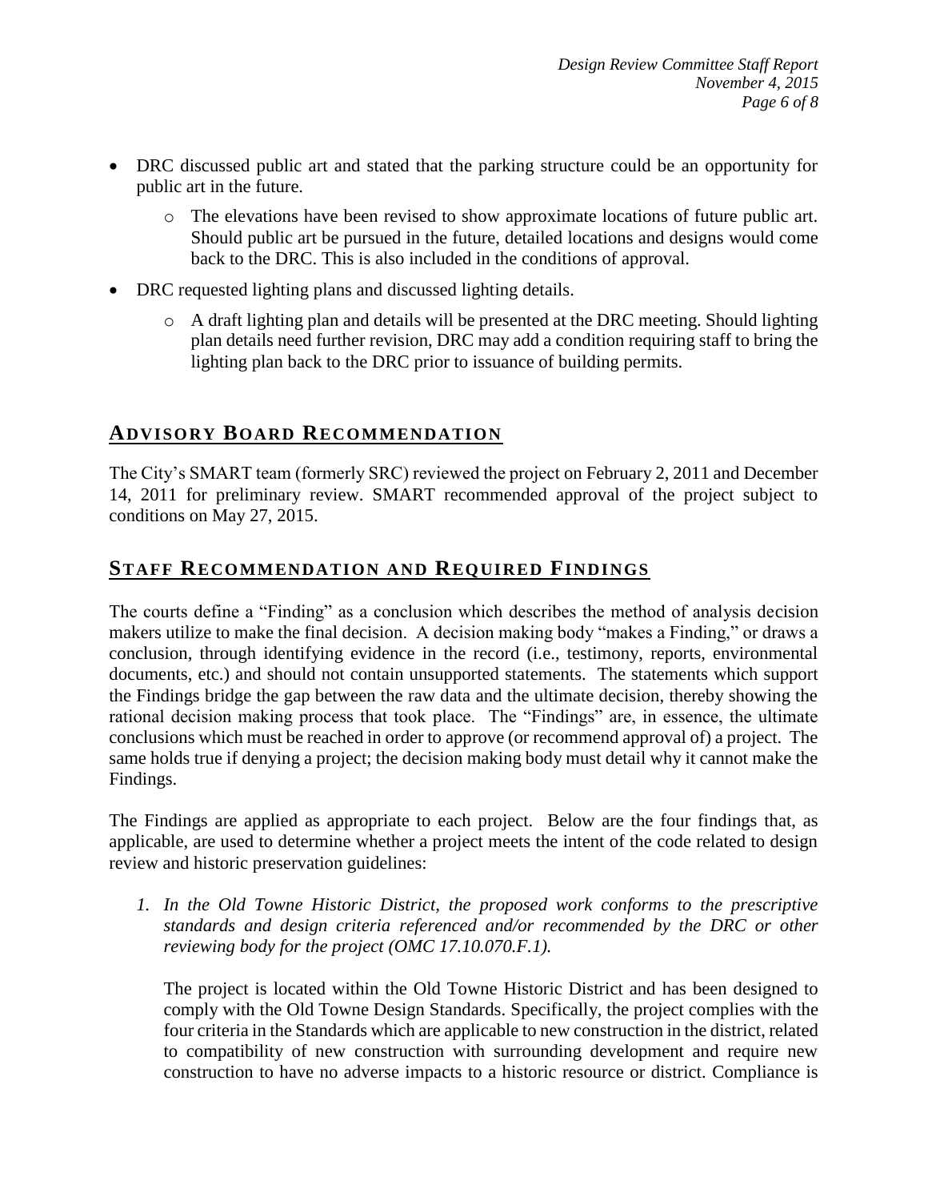- DRC discussed public art and stated that the parking structure could be an opportunity for public art in the future.
    - The elevations have been revised to show approximate locations of future public art. Should public art be pursued in the future, detailed locations and designs would come back to the DRC. This is also included in the conditions of approval.
- DRC requested lighting plans and discussed lighting details.
    - A draft lighting plan and details will be presented at the DRC meeting. Should lighting plan details need further revision, DRC may add a condition requiring staff to bring the lighting plan back to the DRC prior to issuance of building permits.

## ADVISORY BOARD RECOMMENDATION

The City's SMART team (formerly SRC) reviewed the project on February 2, 2011 and December 14, 2011 for preliminary review. SMART recommended approval of the project subject to conditions on May 27, 2015.

## STAFF RECOMMENDATION AND REQUIRED FINDINGS

The courts define a "Finding" as a conclusion which describes the method of analysis decision makers utilize to make the final decision. A decision making body "makes a Finding," or draws a conclusion, through identifying evidence in the record (i.e., testimony, reports, environmental documents, etc.) and should not contain unsupported statements. The statements which support the Findings bridge the gap between the raw data and the ultimate decision, thereby showing the rational decision making process that took place. The "Findings" are, in essence, the ultimate conclusions which must be reached in order to approve (or recommend approval of) a project. The same holds true if denying a project; the decision making body must detail why it cannot make the Findings.

The Findings are applied as appropriate to each project. Below are the four findings that, as applicable, are used to determine whether a project meets the intent of the code related to design review and historic preservation guidelines:

1. *In the Old Towne Historic District, the proposed work conforms to the prescriptive standards and design criteria referenced and/or recommended by the DRC or other reviewing body for the project (OMC 17.10.070.F.1).*

   The project is located within the Old Towne Historic District and has been designed to comply with the Old Towne Design Standards. Specifically, the project complies with the four criteria in the Standards which are applicable to new construction in the district, related to compatibility of new construction with surrounding development and require new construction to have no adverse impacts to a historic resource or district. Compliance is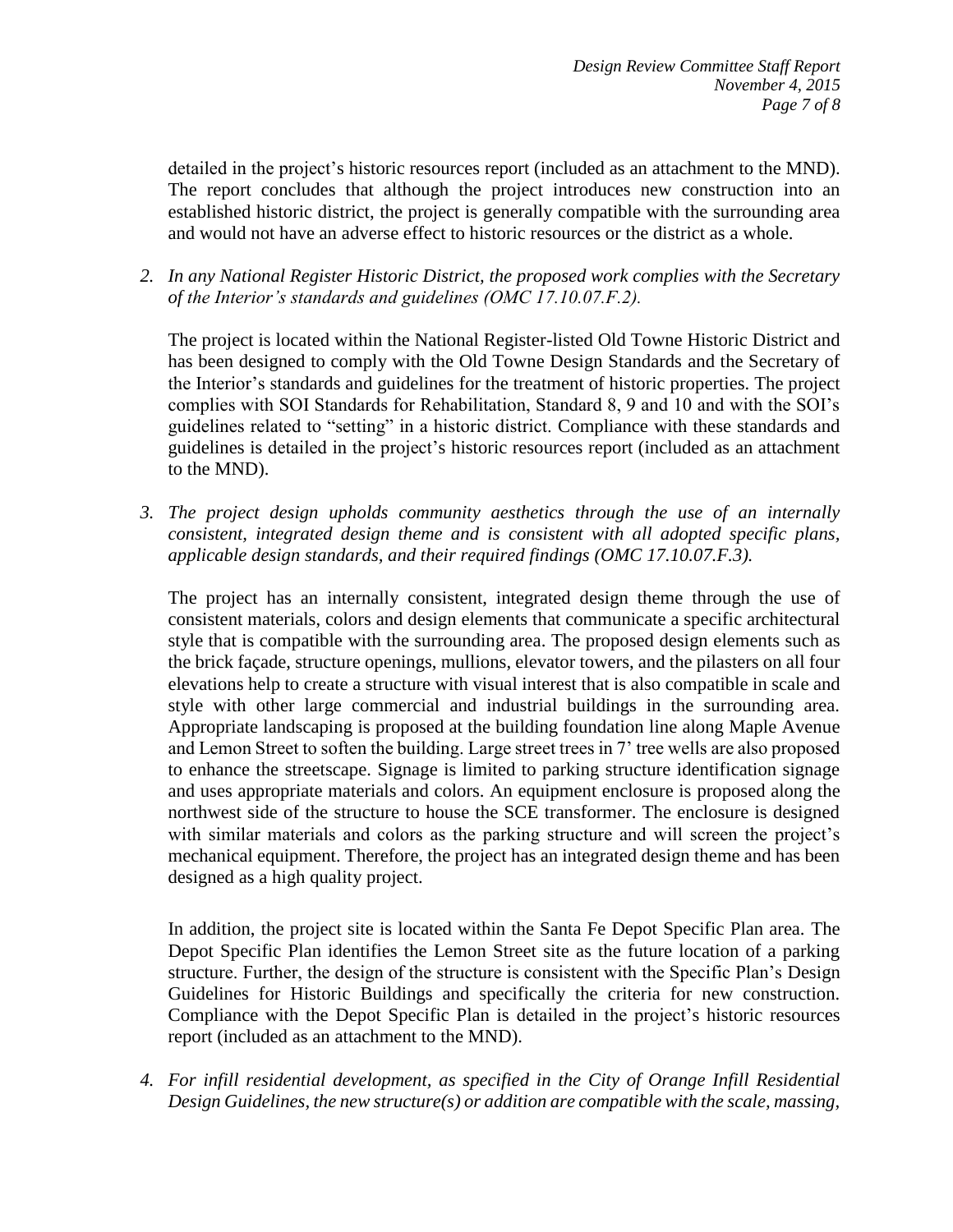detailed in the project's historic resources report (included as an attachment to the MND). The report concludes that although the project introduces new construction into an established historic district, the project is generally compatible with the surrounding area and would not have an adverse effect to historic resources or the district as a whole.

2. *In any National Register Historic District, the proposed work complies with the Secretary of the Interior's standards and guidelines (OMC 17.10.07.F.2).*

   The project is located within the National Register-listed Old Towne Historic District and has been designed to comply with the Old Towne Design Standards and the Secretary of the Interior's standards and guidelines for the treatment of historic properties. The project complies with SOI Standards for Rehabilitation, Standard 8, 9 and 10 and with the SOI's guidelines related to "setting" in a historic district. Compliance with these standards and guidelines is detailed in the project's historic resources report (included as an attachment to the MND).

3. *The project design upholds community aesthetics through the use of an internally consistent, integrated design theme and is consistent with all adopted specific plans, applicable design standards, and their required findings (OMC 17.10.07.F.3).*

   The project has an internally consistent, integrated design theme through the use of consistent materials, colors and design elements that communicate a specific architectural style that is compatible with the surrounding area. The proposed design elements such as the brick façade, structure openings, mullions, elevator towers, and the pilasters on all four elevations help to create a structure with visual interest that is also compatible in scale and style with other large commercial and industrial buildings in the surrounding area. Appropriate landscaping is proposed at the building foundation line along Maple Avenue and Lemon Street to soften the building. Large street trees in 7' tree wells are also proposed to enhance the streetscape. Signage is limited to parking structure identification signage and uses appropriate materials and colors. An equipment enclosure is proposed along the northwest side of the structure to house the SCE transformer. The enclosure is designed with similar materials and colors as the parking structure and will screen the project's mechanical equipment. Therefore, the project has an integrated design theme and has been designed as a high quality project.

   In addition, the project site is located within the Santa Fe Depot Specific Plan area. The Depot Specific Plan identifies the Lemon Street site as the future location of a parking structure. Further, the design of the structure is consistent with the Specific Plan's Design Guidelines for Historic Buildings and specifically the criteria for new construction. Compliance with the Depot Specific Plan is detailed in the project's historic resources report (included as an attachment to the MND).

4. *For infill residential development, as specified in the City of Orange Infill Residential Design Guidelines, the new structure(s) or addition are compatible with the scale, massing,*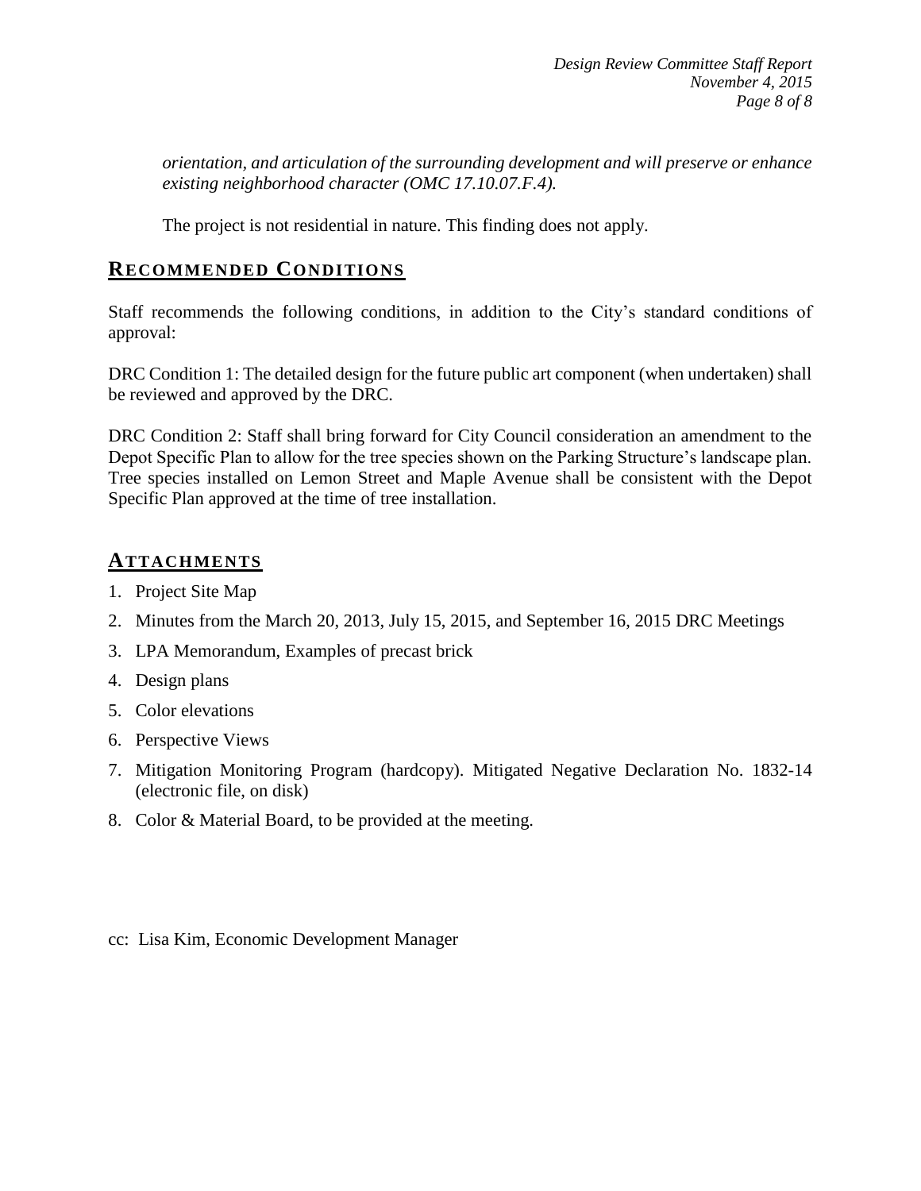*orientation, and articulation of the surrounding development and will preserve or enhance existing neighborhood character (OMC 17.10.07.F.4).*

The project is not residential in nature. This finding does not apply.

## RECOMMENDED CONDITIONS

Staff recommends the following conditions, in addition to the City's standard conditions of approval:

DRC Condition 1: The detailed design for the future public art component (when undertaken) shall be reviewed and approved by the DRC.

DRC Condition 2: Staff shall bring forward for City Council consideration an amendment to the Depot Specific Plan to allow for the tree species shown on the Parking Structure's landscape plan. Tree species installed on Lemon Street and Maple Avenue shall be consistent with the Depot Specific Plan approved at the time of tree installation.

## ATTACHMENTS

1. Project Site Map
2. Minutes from the March 20, 2013, July 15, 2015, and September 16, 2015 DRC Meetings
3. LPA Memorandum, Examples of precast brick
4. Design plans
5. Color elevations
6. Perspective Views
7. Mitigation Monitoring Program (hardcopy). Mitigated Negative Declaration No. 1832-14 (electronic file, on disk)
8. Color & Material Board, to be provided at the meeting.

cc: Lisa Kim, Economic Development Manager